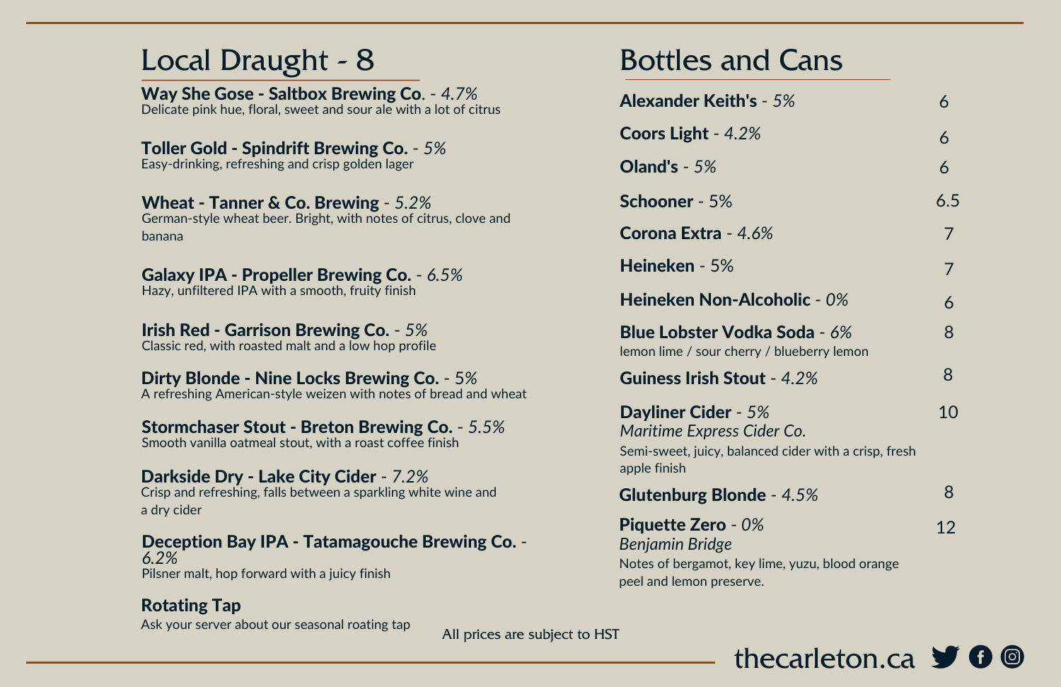## Local Draught - 8

**Way She Gose - Saltbox Brewing Co**. - *4.7%*
Delicate pink hue, floral, sweet and sour ale with a lot of citrus

**Toller Gold - Spindrift Brewing Co.** - *5%*
Easy-drinking, refreshing and crisp golden lager

**Wheat - Tanner & Co. Brewing** - *5.2%*
German-style wheat beer. Bright, with notes of citrus, clove and banana

**Galaxy IPA - Propeller Brewing Co.** - *6.5%*
Hazy, unfiltered IPA with a smooth, fruity finish

**Irish Red - Garrison Brewing Co.** - *5%*
Classic red, with roasted malt and a low hop profile

**Dirty Blonde - Nine Locks Brewing Co.** - *5%*
A refreshing American-style weizen with notes of bread and wheat

**Stormchaser Stout - Breton Brewing Co.** - *5.5%*
Smooth vanilla oatmeal stout, with a roast coffee finish

**Darkside Dry - Lake City Cider** - *7.2%*
Crisp and refreshing, falls between a sparkling white wine and a dry cider

**Deception Bay IPA - Tatamagouche Brewing Co.** - *6.2%*
Pilsner malt, hop forward with a juicy finish

**Rotating Tap**
Ask your server about our seasonal roating tap

## Bottles and Cans

| Item | Price |
|---|---|
| **Alexander Keith's** - *5%* | 6 |
| **Coors Light** - *4.2%* | 6 |
| **Oland's** - *5%* | 6 |
| **Schooner** - 5% | 6.5 |
| **Corona Extra** - *4.6%* | 7 |
| **Heineken** - 5% | 7 |
| **Heineken Non-Alcoholic** - *0%* | 6 |
| **Blue Lobster Vodka Soda** - *6%*<br>lemon lime / sour cherry / blueberry lemon | 8 |
| **Guiness Irish Stout** - *4.2%* | 8 |
| **Dayliner Cider** - *5%*<br>*Maritime Express Cider Co.*<br>Semi-sweet, juicy, balanced cider with a crisp, fresh apple finish | 10 |
| **Glutenburg Blonde** - *4.5%* | 8 |
| **Piquette Zero** - *0%*<br>*Benjamin Bridge*<br>Notes of bergamot, key lime, yuzu, blood orange peel and lemon preserve. | 12 |

All prices are subject to HST

thecarleton.ca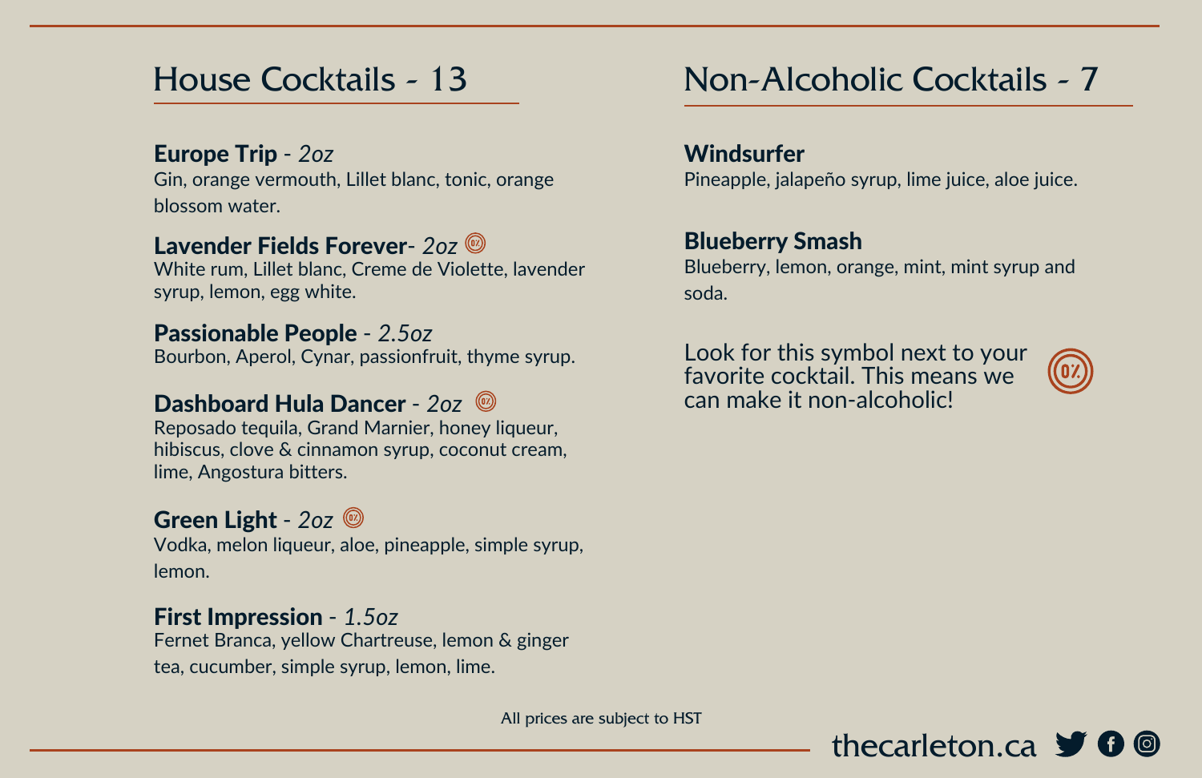## House Cocktails - 13

**Europe Trip** - *2oz*
Gin, orange vermouth, Lillet blanc, tonic, orange blossom water.

**Lavender Fields Forever**- *2oz* (0%)
White rum, Lillet blanc, Creme de Violette, lavender syrup, lemon, egg white.

**Passionable People** - *2.5oz*
Bourbon, Aperol, Cynar, passionfruit, thyme syrup.

**Dashboard Hula Dancer** - *2oz* (0%)
Reposado tequila, Grand Marnier, honey liqueur, hibiscus, clove & cinnamon syrup, coconut cream, lime, Angostura bitters.

**Green Light** - *2oz* (0%)
Vodka, melon liqueur, aloe, pineapple, simple syrup, lemon.

**First Impression** - *1.5oz*
Fernet Branca, yellow Chartreuse, lemon & ginger tea, cucumber, simple syrup, lemon, lime.

## Non-Alcoholic Cocktails - 7

**Windsurfer**
Pineapple, jalapeño syrup, lime juice, aloe juice.

**Blueberry Smash**
Blueberry, lemon, orange, mint, mint syrup and soda.

Look for this symbol next to your favorite cocktail. This means we can make it non-alcoholic! (0%)

All prices are subject to HST

thecarleton.ca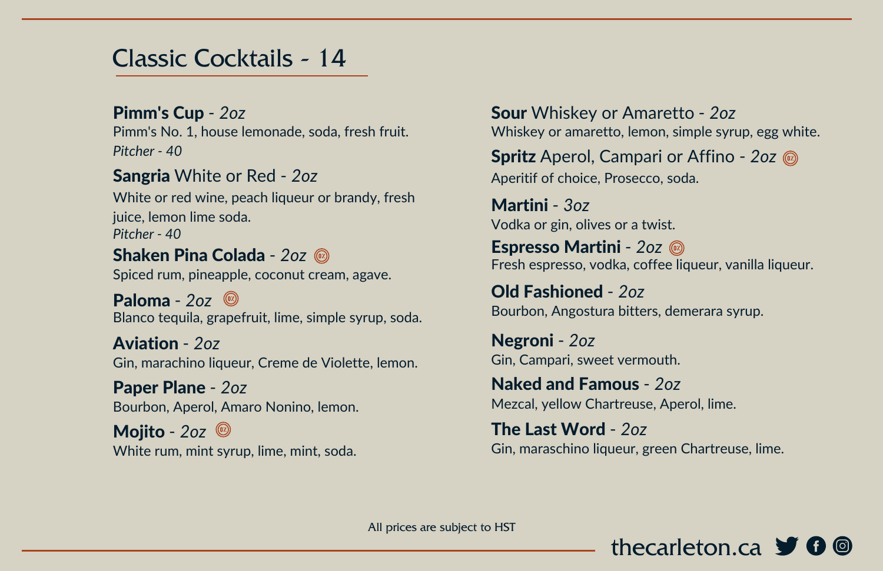# Classic Cocktails - 14

**Pimm's Cup** - *2oz*
Pimm's No. 1, house lemonade, soda, fresh fruit.
*Pitcher - 40*

**Sangria** White or Red - *2oz*
White or red wine, peach liqueur or brandy, fresh juice, lemon lime soda.
*Pitcher - 40*

**Shaken Pina Colada** - *2oz* (0%)
Spiced rum, pineapple, coconut cream, agave.

**Paloma** - *2oz* (0%)
Blanco tequila, grapefruit, lime, simple syrup, soda.

**Aviation** - *2oz*
Gin, marachino liqueur, Creme de Violette, lemon.

**Paper Plane** - *2oz*
Bourbon, Aperol, Amaro Nonino, lemon.

**Mojito** - *2oz* (0%)
White rum, mint syrup, lime, mint, soda.

**Sour** Whiskey or Amaretto - *2oz*
Whiskey or amaretto, lemon, simple syrup, egg white.

**Spritz** Aperol, Campari or Affino - *2oz* (0%)
Aperitif of choice, Prosecco, soda.

**Martini** - *3oz*
Vodka or gin, olives or a twist.

**Espresso Martini** - *2oz* (0%)
Fresh espresso, vodka, coffee liqueur, vanilla liqueur.

**Old Fashioned** - *2oz*
Bourbon, Angostura bitters, demerara syrup.

**Negroni** - *2oz*
Gin, Campari, sweet vermouth.

**Naked and Famous** - *2oz*
Mezcal, yellow Chartreuse, Aperol, lime.

**The Last Word** - *2oz*
Gin, maraschino liqueur, green Chartreuse, lime.

All prices are subject to HST

thecarleton.ca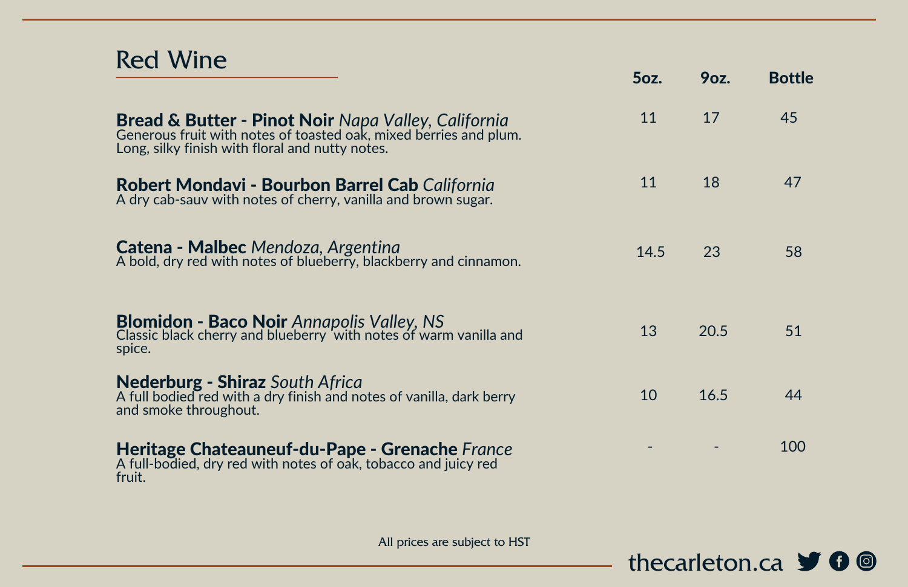## Red Wine

| | 5oz. | 9oz. | Bottle |
|---|---|---|---|
| **Bread & Butter - Pinot Noir** *Napa Valley, California*<br>Generous fruit with notes of toasted oak, mixed berries and plum. Long, silky finish with floral and nutty notes. | 11 | 17 | 45 |
| **Robert Mondavi - Bourbon Barrel Cab** *California*<br>A dry cab-sauv with notes of cherry, vanilla and brown sugar. | 11 | 18 | 47 |
| **Catena - Malbec** *Mendoza, Argentina*<br>A bold, dry red with notes of blueberry, blackberry and cinnamon. | 14.5 | 23 | 58 |
| **Blomidon - Baco Noir** *Annapolis Valley, NS*<br>Classic black cherry and blueberry with notes of warm vanilla and spice. | 13 | 20.5 | 51 |
| **Nederburg - Shiraz** *South Africa*<br>A full bodied red with a dry finish and notes of vanilla, dark berry and smoke throughout. | 10 | 16.5 | 44 |
| **Heritage Chateauneuf-du-Pape - Grenache** *France*<br>A full-bodied, dry red with notes of oak, tobacco and juicy red fruit. | - | - | 100 |

All prices are subject to HST

thecarleton.ca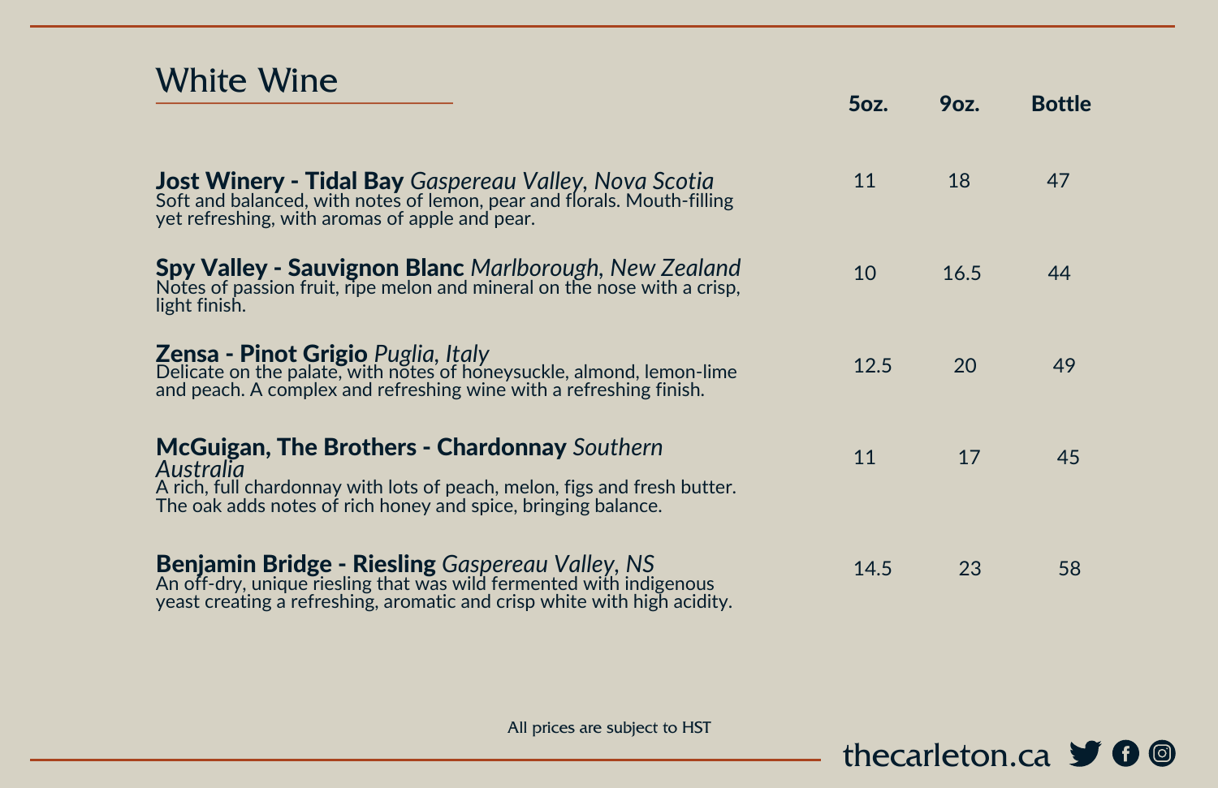## White Wine

| | 5oz. | 9oz. | Bottle |
|---|---|---|---|
| **Jost Winery - Tidal Bay** *Gaspereau Valley, Nova Scotia*<br>Soft and balanced, with notes of lemon, pear and florals. Mouth-filling yet refreshing, with aromas of apple and pear. | 11 | 18 | 47 |
| **Spy Valley - Sauvignon Blanc** *Marlborough, New Zealand*<br>Notes of passion fruit, ripe melon and mineral on the nose with a crisp, light finish. | 10 | 16.5 | 44 |
| **Zensa - Pinot Grigio** *Puglia, Italy*<br>Delicate on the palate, with notes of honeysuckle, almond, lemon-lime and peach. A complex and refreshing wine with a refreshing finish. | 12.5 | 20 | 49 |
| **McGuigan, The Brothers - Chardonnay** *Southern Australia*<br>A rich, full chardonnay with lots of peach, melon, figs and fresh butter. The oak adds notes of rich honey and spice, bringing balance. | 11 | 17 | 45 |
| **Benjamin Bridge - Riesling** *Gaspereau Valley, NS*<br>An off-dry, unique riesling that was wild fermented with indigenous yeast creating a refreshing, aromatic and crisp white with high acidity. | 14.5 | 23 | 58 |

All prices are subject to HST

thecarleton.ca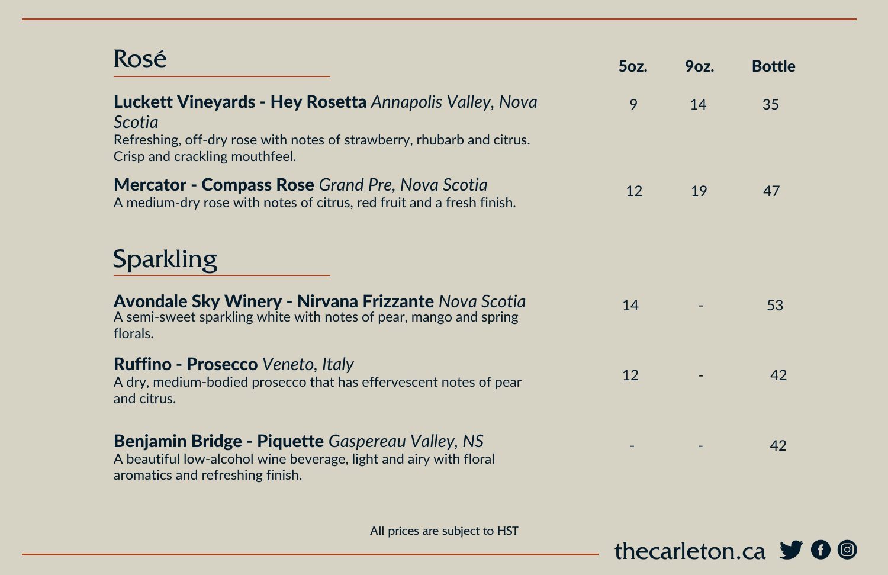## Rosé

| | 5oz. | 9oz. | Bottle |
|---|---|---|---|
| **Luckett Vineyards - Hey Rosetta** *Annapolis Valley, Nova Scotia*<br>Refreshing, off-dry rose with notes of strawberry, rhubarb and citrus. Crisp and crackling mouthfeel. | 9 | 14 | 35 |
| **Mercator - Compass Rose** *Grand Pre, Nova Scotia*<br>A medium-dry rose with notes of citrus, red fruit and a fresh finish. | 12 | 19 | 47 |

## Sparkling

| | 5oz. | 9oz. | Bottle |
|---|---|---|---|
| **Avondale Sky Winery - Nirvana Frizzante** *Nova Scotia*<br>A semi-sweet sparkling white with notes of pear, mango and spring florals. | 14 | - | 53 |
| **Ruffino - Prosecco** *Veneto, Italy*<br>A dry, medium-bodied prosecco that has effervescent notes of pear and citrus. | 12 | - | 42 |
| **Benjamin Bridge - Piquette** *Gaspereau Valley, NS*<br>A beautiful low-alcohol wine beverage, light and airy with floral aromatics and refreshing finish. | - | - | 42 |

All prices are subject to HST

thecarleton.ca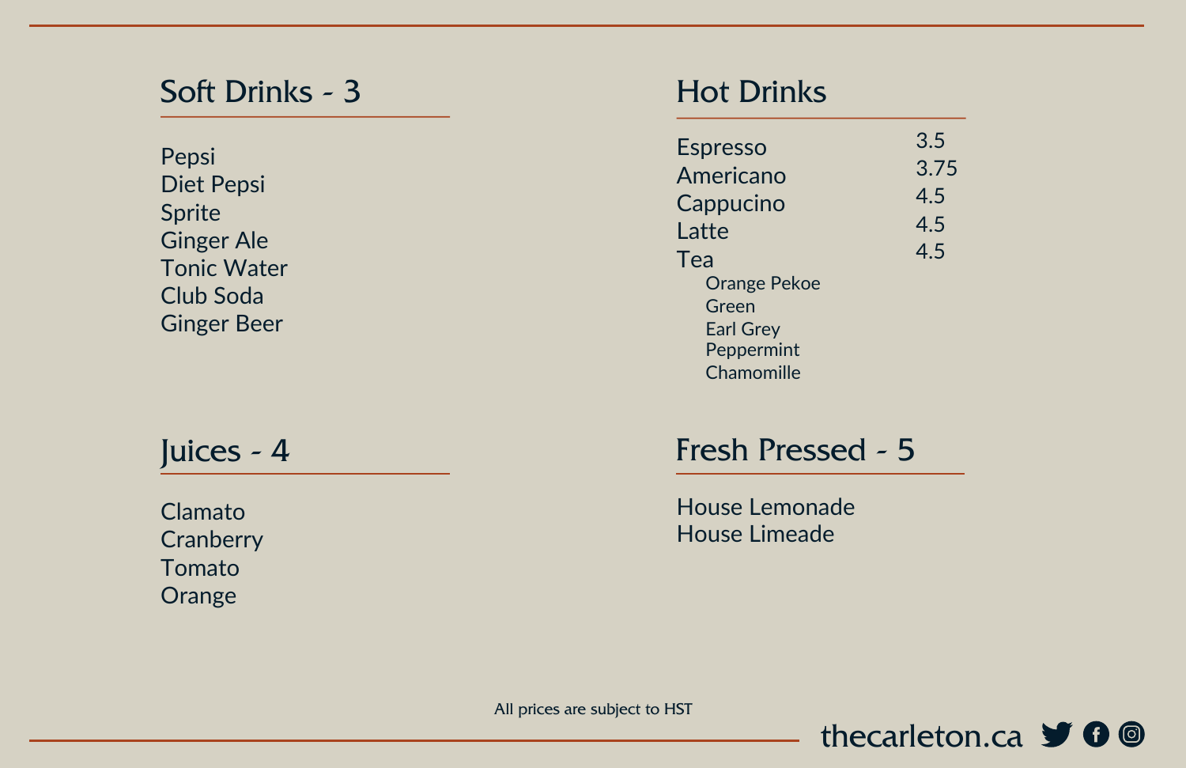## Soft Drinks - 3

- Pepsi
- Diet Pepsi
- Sprite
- Ginger Ale
- Tonic Water
- Club Soda
- Ginger Beer

## Juices - 4

- Clamato
- Cranberry
- Tomato
- Orange

## Hot Drinks

| Item | Price |
| --- | --- |
| Espresso | 3.5 |
| Americano | 3.75 |
| Cappucino | 4.5 |
| Latte | 4.5 |
| Tea | 4.5 |

- Orange Pekoe
- Green
- Earl Grey
- Peppermint
- Chamomille

## Fresh Pressed - 5

- House Lemonade
- House Limeade

All prices are subject to HST

thecarleton.ca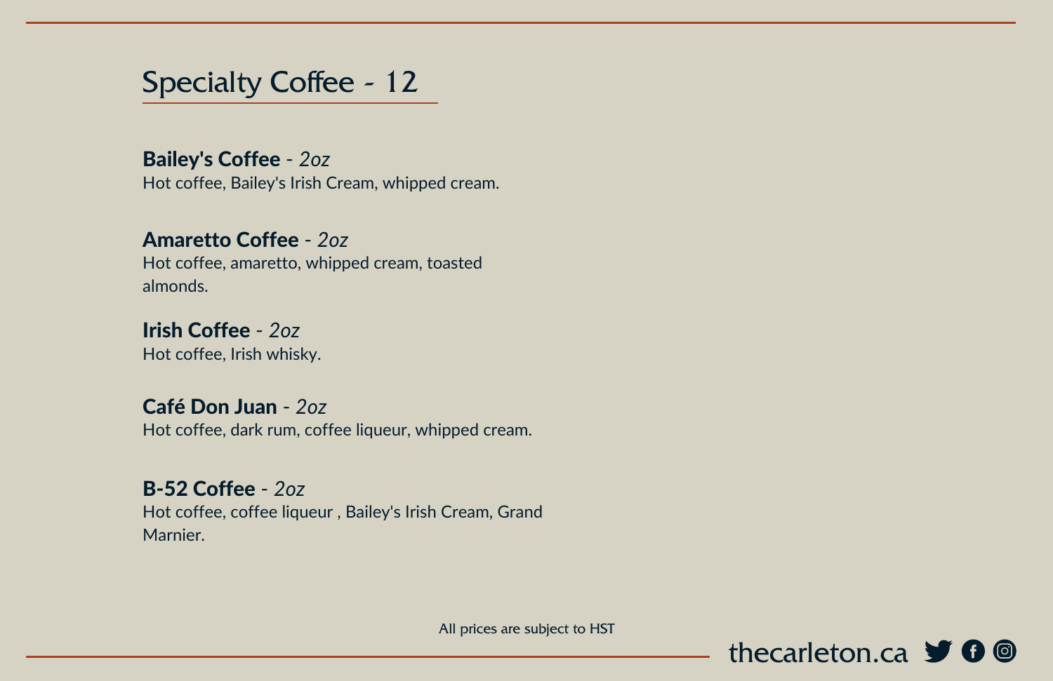## Specialty Coffee - 12

**Bailey's Coffee** - *2oz*
Hot coffee, Bailey's Irish Cream, whipped cream.

**Amaretto Coffee** - *2oz*
Hot coffee, amaretto, whipped cream, toasted almonds.

**Irish Coffee** - *2oz*
Hot coffee, Irish whisky.

**Café Don Juan** - *2oz*
Hot coffee, dark rum, coffee liqueur, whipped cream.

**B-52 Coffee** - *2oz*
Hot coffee, coffee liqueur , Bailey's Irish Cream, Grand Marnier.

All prices are subject to HST

thecarleton.ca